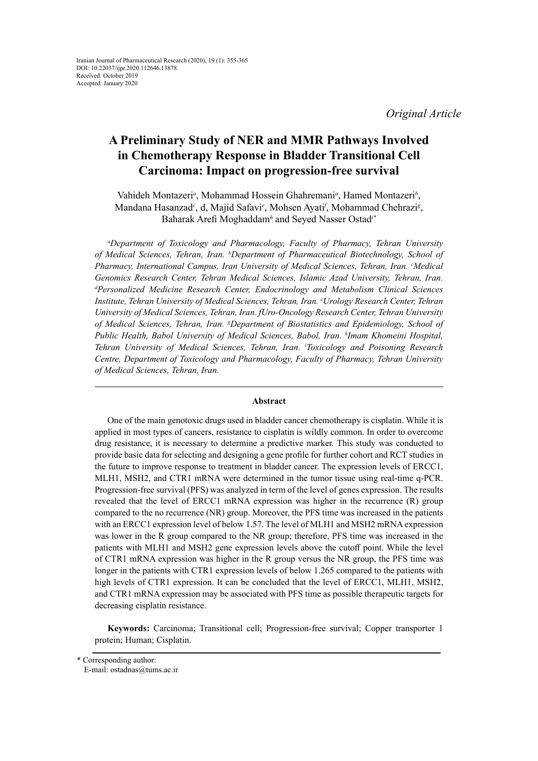Iranian Journal of Pharmaceutical Research (2020), 19 (1): 355-365
DOI: 10.22037/ijpr.2020.112646.13878
Received: October 2019
Accepted: January 2020

*Original Article*

# A Preliminary Study of NER and MMR Pathways Involved in Chemotherapy Response in Bladder Transitional Cell Carcinoma: Impact on progression-free survival

Vahideh Montazeri[a], Mohammad Hossein Ghahremani[a], Hamed Montazeri[b], Mandana Hasanzad[c], d, Majid Safavi[e], Mohsen Ayati[f], Mohammad Chehrazi[g], Baharak Arefi Moghaddam[h] and Seyed Nasser Ostad[i*]

*[a]Department of Toxicology and Pharmacology, Faculty of Pharmacy, Tehran University of Medical Sciences, Tehran, Iran. [b]Department of Pharmaceutical Biotechnology, School of Pharmacy, International Campus, Iran University of Medical Sciences, Tehran, Iran. [c]Medical Genomics Research Center, Tehran Medical Sciences, Islamic Azad University, Tehran, Iran. [d]Personalized Medicine Research Center, Endocrinology and Metabolism Clinical Sciences Institute, Tehran University of Medical Sciences, Tehran, Iran. [e]Urology Research Center, Tehran University of Medical Sciences, Tehran, Iran. fUro-Oncology Research Center, Tehran University of Medical Sciences, Tehran, Iran. [g]Department of Biostatistics and Epidemiology, School of Public Health, Babol University of Medical Sciences, Babol, Iran. [h]Imam Khomeini Hospital, Tehran University of Medical Sciences, Tehran, Iran. [i]Toxicology and Poisoning Research Centre, Department of Toxicology and Pharmacology, Faculty of Pharmacy, Tehran University of Medical Sciences, Tehran, Iran.*

## Abstract

One of the main genotoxic drugs used in bladder cancer chemotherapy is cisplatin. While it is applied in most types of cancers, resistance to cisplatin is wildly common. In order to overcome drug resistance, it is necessary to determine a predictive marker. This study was conducted to provide basic data for selecting and designing a gene profile for further cohort and RCT studies in the future to improve response to treatment in bladder cancer. The expression levels of ERCC1, MLH1, MSH2, and CTR1 mRNA were determined in the tumor tissue using real-time q-PCR. Progression-free survival (PFS) was analyzed in term of the level of genes expression. The results revealed that the level of ERCC1 mRNA expression was higher in the recurrence (R) group compared to the no recurrence (NR) group. Moreover, the PFS time was increased in the patients with an ERCC1 expression level of below 1.57. The level of MLH1 and MSH2 mRNA expression was lower in the R group compared to the NR group; therefore, PFS time was increased in the patients with MLH1 and MSH2 gene expression levels above the cutoff point. While the level of CTR1 mRNA expression was higher in the R group versus the NR group, the PFS time was longer in the patients with CTR1 expression levels of below 1.265 compared to the patients with high levels of CTR1 expression. It can be concluded that the level of ERCC1, MLH1, MSH2, and CTR1 mRNA expression may be associated with PFS time as possible therapeutic targets for decreasing cisplatin resistance.

**Keywords:** Carcinoma; Transitional cell; Progression-free survival; Copper transporter 1 protein; Human; Cisplatin.

\* Corresponding author:
E-mail: ostadnas@tums.ac.ir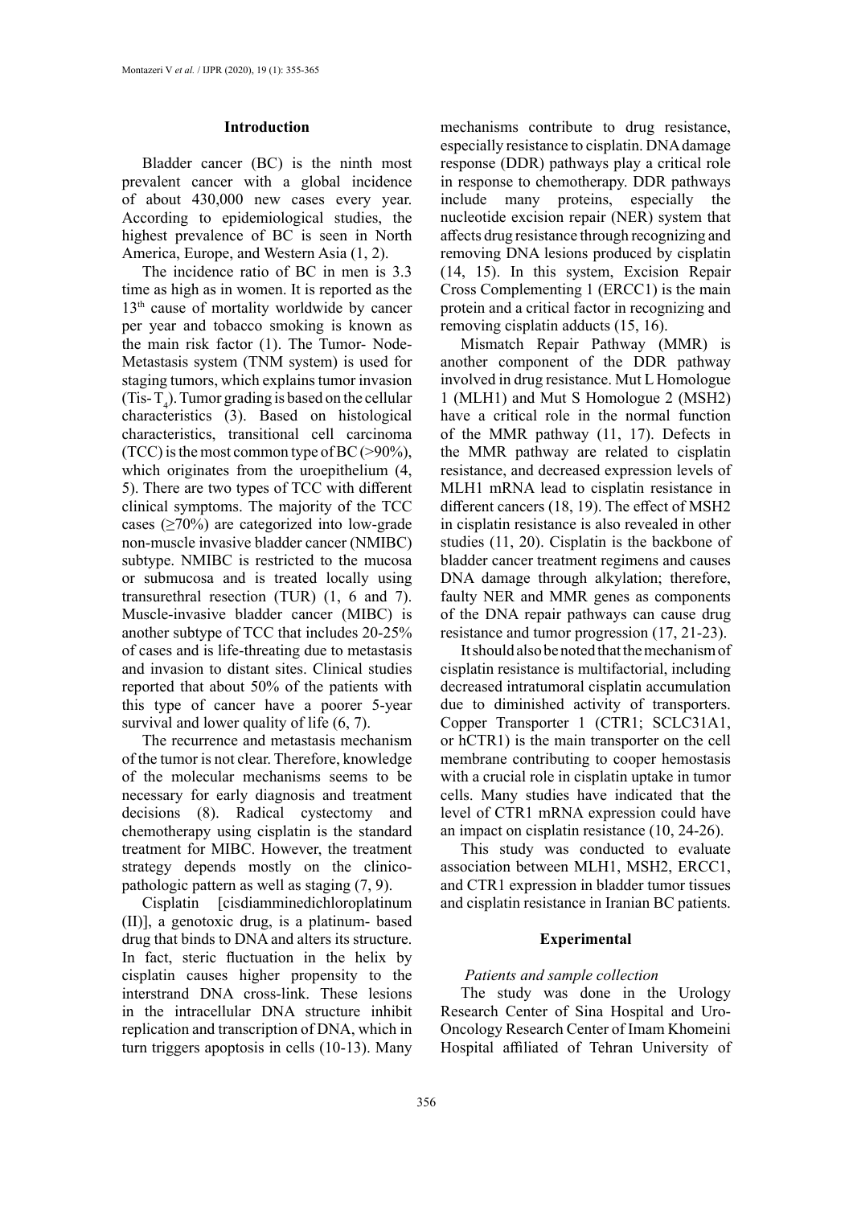## Introduction

Bladder cancer (BC) is the ninth most prevalent cancer with a global incidence of about 430,000 new cases every year. According to epidemiological studies, the highest prevalence of BC is seen in North America, Europe, and Western Asia (1, 2).

The incidence ratio of BC in men is 3.3 time as high as in women. It is reported as the 13th cause of mortality worldwide by cancer per year and tobacco smoking is known as the main risk factor (1). The Tumor- Node-Metastasis system (TNM system) is used for staging tumors, which explains tumor invasion (Tis- $T_4$). Tumor grading is based on the cellular characteristics (3). Based on histological characteristics, transitional cell carcinoma (TCC) is the most common type of BC (>90%), which originates from the uroepithelium (4, 5). There are two types of TCC with different clinical symptoms. The majority of the TCC cases (≥70%) are categorized into low-grade non-muscle invasive bladder cancer (NMIBC) subtype. NMIBC is restricted to the mucosa or submucosa and is treated locally using transurethral resection (TUR) (1, 6 and 7). Muscle-invasive bladder cancer (MIBC) is another subtype of TCC that includes 20-25% of cases and is life-threating due to metastasis and invasion to distant sites. Clinical studies reported that about 50% of the patients with this type of cancer have a poorer 5-year survival and lower quality of life (6, 7).

The recurrence and metastasis mechanism of the tumor is not clear. Therefore, knowledge of the molecular mechanisms seems to be necessary for early diagnosis and treatment decisions (8). Radical cystectomy and chemotherapy using cisplatin is the standard treatment for MIBC. However, the treatment strategy depends mostly on the clinico-pathologic pattern as well as staging (7, 9).

Cisplatin [cisdiamminedichloroplatinum (II)], a genotoxic drug, is a platinum- based drug that binds to DNA and alters its structure. In fact, steric fluctuation in the helix by cisplatin causes higher propensity to the interstrand DNA cross-link. These lesions in the intracellular DNA structure inhibit replication and transcription of DNA, which in turn triggers apoptosis in cells (10-13). Many mechanisms contribute to drug resistance, especially resistance to cisplatin. DNA damage response (DDR) pathways play a critical role in response to chemotherapy. DDR pathways include many proteins, especially the nucleotide excision repair (NER) system that affects drug resistance through recognizing and removing DNA lesions produced by cisplatin (14, 15). In this system, Excision Repair Cross Complementing 1 (ERCC1) is the main protein and a critical factor in recognizing and removing cisplatin adducts (15, 16).

Mismatch Repair Pathway (MMR) is another component of the DDR pathway involved in drug resistance. Mut L Homologue 1 (MLH1) and Mut S Homologue 2 (MSH2) have a critical role in the normal function of the MMR pathway (11, 17). Defects in the MMR pathway are related to cisplatin resistance, and decreased expression levels of MLH1 mRNA lead to cisplatin resistance in different cancers (18, 19). The effect of MSH2 in cisplatin resistance is also revealed in other studies (11, 20). Cisplatin is the backbone of bladder cancer treatment regimens and causes DNA damage through alkylation; therefore, faulty NER and MMR genes as components of the DNA repair pathways can cause drug resistance and tumor progression (17, 21-23).

It should also be noted that the mechanism of cisplatin resistance is multifactorial, including decreased intratumoral cisplatin accumulation due to diminished activity of transporters. Copper Transporter 1 (CTR1; SCLC31A1, or hCTR1) is the main transporter on the cell membrane contributing to cooper hemostasis with a crucial role in cisplatin uptake in tumor cells. Many studies have indicated that the level of CTR1 mRNA expression could have an impact on cisplatin resistance (10, 24-26).

This study was conducted to evaluate association between MLH1, MSH2, ERCC1, and CTR1 expression in bladder tumor tissues and cisplatin resistance in Iranian BC patients.

## Experimental

### *Patients and sample collection*

The study was done in the Urology Research Center of Sina Hospital and Uro-Oncology Research Center of Imam Khomeini Hospital affiliated of Tehran University of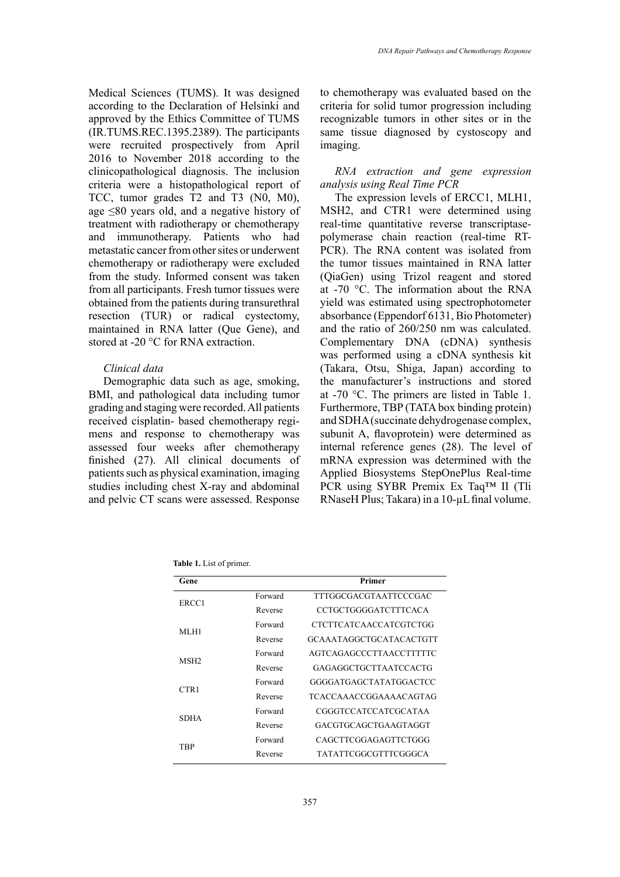Medical Sciences (TUMS). It was designed according to the Declaration of Helsinki and approved by the Ethics Committee of TUMS (IR.TUMS.REC.1395.2389). The participants were recruited prospectively from April 2016 to November 2018 according to the clinicopathological diagnosis. The inclusion criteria were a histopathological report of TCC, tumor grades T2 and T3 (N0, M0), age ≤80 years old, and a negative history of treatment with radiotherapy or chemotherapy and immunotherapy. Patients who had metastatic cancer from other sites or underwent chemotherapy or radiotherapy were excluded from the study. Informed consent was taken from all participants. Fresh tumor tissues were obtained from the patients during transurethral resection (TUR) or radical cystectomy, maintained in RNA latter (Que Gene), and stored at -20 °C for RNA extraction.

*Clinical data*

Demographic data such as age, smoking, BMI, and pathological data including tumor grading and staging were recorded. All patients received cisplatin- based chemotherapy regimens and response to chemotherapy was assessed four weeks after chemotherapy finished (27). All clinical documents of patients such as physical examination, imaging studies including chest X-ray and abdominal and pelvic CT scans were assessed. Response to chemotherapy was evaluated based on the criteria for solid tumor progression including recognizable tumors in other sites or in the same tissue diagnosed by cystoscopy and imaging.

*RNA extraction and gene expression analysis using Real Time PCR*

The expression levels of ERCC1, MLH1, MSH2, and CTR1 were determined using real-time quantitative reverse transcriptase-polymerase chain reaction (real-time RT-PCR). The RNA content was isolated from the tumor tissues maintained in RNA latter (QiaGen) using Trizol reagent and stored at -70 °C. The information about the RNA yield was estimated using spectrophotometer absorbance (Eppendorf 6131, Bio Photometer) and the ratio of 260/250 nm was calculated. Complementary DNA (cDNA) synthesis was performed using a cDNA synthesis kit (Takara, Otsu, Shiga, Japan) according to the manufacturer's instructions and stored at -70 °C. The primers are listed in Table 1. Furthermore, TBP (TATA box binding protein) and SDHA (succinate dehydrogenase complex, subunit A, flavoprotein) were determined as internal reference genes (28). The level of mRNA expression was determined with the Applied Biosystems StepOnePlus Real-time PCR using SYBR Premix Ex Taq™ II (Tli RNaseH Plus; Takara) in a 10-µL final volume.

**Table 1.** List of primer.

| Gene | | Primer |
|---|---|---|
| ERCC1 | Forward | TTTGGCGACGTAATTCCCGAC |
| | Reverse | CCTGCTGGGGATCTTTCACA |
| MLH1 | Forward | CTCTTCATCAACCATCGTCTGG |
| | Reverse | GCAAATAGGCTGCATACACTGTT |
| MSH2 | Forward | AGTCAGAGCCCTTAACCTTTTTC |
| | Reverse | GAGAGGCTGCTTAATCCACTG |
| CTR1 | Forward | GGGGATGAGCTATATGGACTCC |
| | Reverse | TCACCAAACCGGAAAACAGTAG |
| SDHA | Forward | CGGGTCCATCCATCGCATAA |
| | Reverse | GACGTGCAGCTGAAGTAGGT |
| TBP | Forward | CAGCTTCGGAGAGTTCTGGG |
| | Reverse | TATATTCGGCGTTTCGGGCA |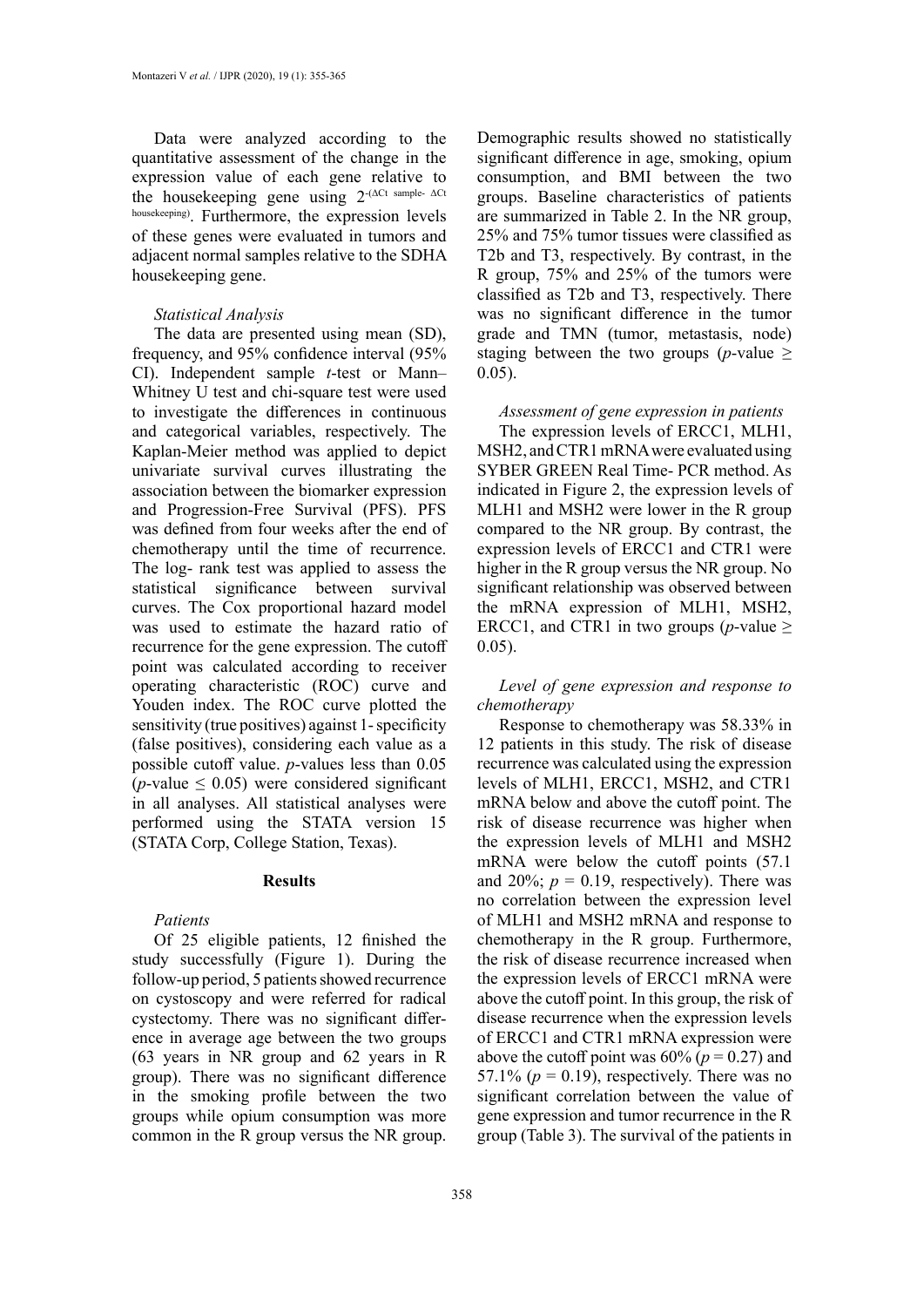Data were analyzed according to the quantitative assessment of the change in the expression value of each gene relative to the housekeeping gene using $2^{-(\Delta Ct\ sample-\ \Delta Ct\ housekeeping)}$. Furthermore, the expression levels of these genes were evaluated in tumors and adjacent normal samples relative to the SDHA housekeeping gene.

### *Statistical Analysis*

The data are presented using mean (SD), frequency, and 95% confidence interval (95% CI). Independent sample *t*-test or Mann–Whitney U test and chi-square test were used to investigate the differences in continuous and categorical variables, respectively. The Kaplan-Meier method was applied to depict univariate survival curves illustrating the association between the biomarker expression and Progression-Free Survival (PFS). PFS was defined from four weeks after the end of chemotherapy until the time of recurrence. The log- rank test was applied to assess the statistical significance between survival curves. The Cox proportional hazard model was used to estimate the hazard ratio of recurrence for the gene expression. The cutoff point was calculated according to receiver operating characteristic (ROC) curve and Youden index. The ROC curve plotted the sensitivity (true positives) against 1- specificity (false positives), considering each value as a possible cutoff value. *p*-values less than 0.05 (*p*-value $\leq$ 0.05) were considered significant in all analyses. All statistical analyses were performed using the STATA version 15 (STATA Corp, College Station, Texas).

## Results

### *Patients*

Of 25 eligible patients, 12 finished the study successfully (Figure 1). During the follow-up period, 5 patients showed recurrence on cystoscopy and were referred for radical cystectomy. There was no significant difference in average age between the two groups (63 years in NR group and 62 years in R group). There was no significant difference in the smoking profile between the two groups while opium consumption was more common in the R group versus the NR group. Demographic results showed no statistically significant difference in age, smoking, opium consumption, and BMI between the two groups. Baseline characteristics of patients are summarized in Table 2. In the NR group, 25% and 75% tumor tissues were classified as T2b and T3, respectively. By contrast, in the R group, 75% and 25% of the tumors were classified as T2b and T3, respectively. There was no significant difference in the tumor grade and TMN (tumor, metastasis, node) staging between the two groups (*p*-value $\geq$ 0.05).

### *Assessment of gene expression in patients*

The expression levels of ERCC1, MLH1, MSH2, and CTR1 mRNA were evaluated using SYBER GREEN Real Time- PCR method. As indicated in Figure 2, the expression levels of MLH1 and MSH2 were lower in the R group compared to the NR group. By contrast, the expression levels of ERCC1 and CTR1 were higher in the R group versus the NR group. No significant relationship was observed between the mRNA expression of MLH1, MSH2, ERCC1, and CTR1 in two groups (*p*-value $\geq$ 0.05).

### *Level of gene expression and response to chemotherapy*

Response to chemotherapy was 58.33% in 12 patients in this study. The risk of disease recurrence was calculated using the expression levels of MLH1, ERCC1, MSH2, and CTR1 mRNA below and above the cutoff point. The risk of disease recurrence was higher when the expression levels of MLH1 and MSH2 mRNA were below the cutoff points (57.1 and 20%; $p$ = 0.19, respectively). There was no correlation between the expression level of MLH1 and MSH2 mRNA and response to chemotherapy in the R group. Furthermore, the risk of disease recurrence increased when the expression levels of ERCC1 mRNA were above the cutoff point. In this group, the risk of disease recurrence when the expression levels of ERCC1 and CTR1 mRNA expression were above the cutoff point was 60% ($p$ = 0.27) and 57.1% ($p$ = 0.19), respectively. There was no significant correlation between the value of gene expression and tumor recurrence in the R group (Table 3). The survival of the patients in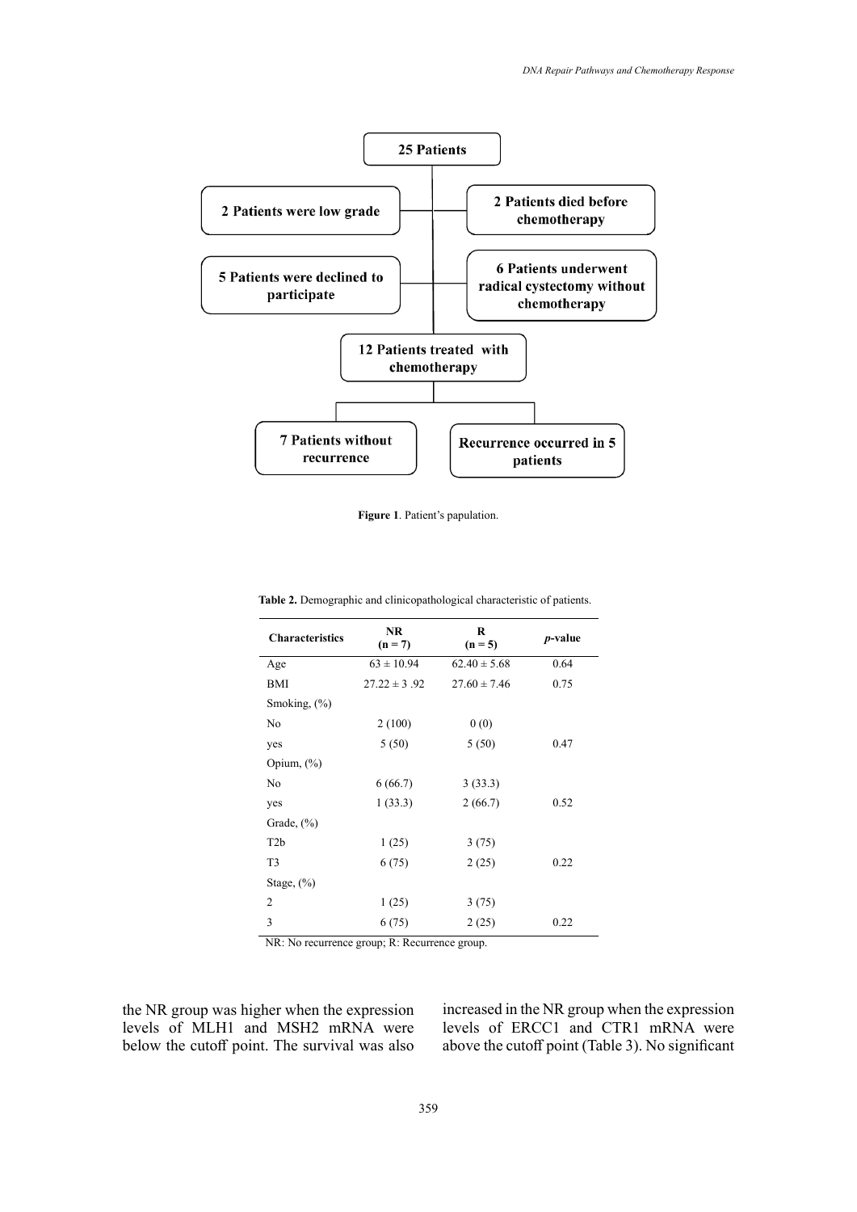25 Patients

2 Patients were low grade

2 Patients died before chemotherapy

5 Patients were declined to participate

6 Patients underwent radical cystectomy without chemotherapy

12 Patients treated with chemotherapy

7 Patients without recurrence

Recurrence occurred in 5 patients

**Figure 1**. Patient's papulation.

**Table 2.** Demographic and clinicopathological characteristic of patients.

| Characteristics | NR (n = 7) | R (n = 5) | *p*-value |
|---|---|---|---|
| Age | 63 ± 10.94 | 62.40 ± 5.68 | 0.64 |
| BMI | 27.22 ± 3 .92 | 27.60 ± 7.46 | 0.75 |
| Smoking, (%) | | | |
| No | 2 (100) | 0 (0) | |
| yes | 5 (50) | 5 (50) | 0.47 |
| Opium, (%) | | | |
| No | 6 (66.7) | 3 (33.3) | |
| yes | 1 (33.3) | 2 (66.7) | 0.52 |
| Grade, (%) | | | |
| T2b | 1 (25) | 3 (75) | |
| T3 | 6 (75) | 2 (25) | 0.22 |
| Stage, (%) | | | |
| 2 | 1 (25) | 3 (75) | |
| 3 | 6 (75) | 2 (25) | 0.22 |

NR: No recurrence group; R: Recurrence group.

the NR group was higher when the expression levels of MLH1 and MSH2 mRNA were below the cutoff point. The survival was also increased in the NR group when the expression levels of ERCC1 and CTR1 mRNA were above the cutoff point (Table 3). No significant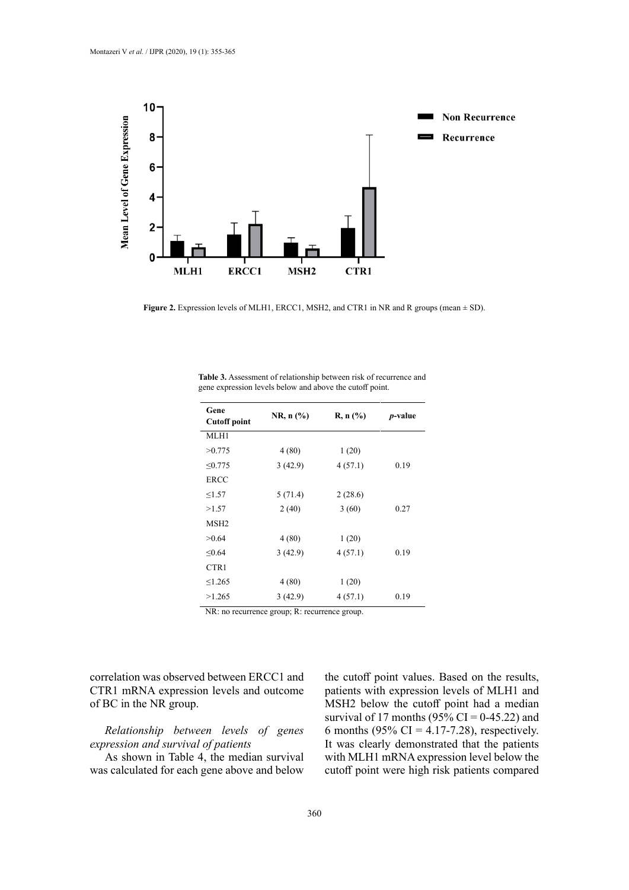**Figure 2.** Expression levels of MLH1, ERCC1, MSH2, and CTR1 in NR and R groups (mean ± SD).

**Table 3.** Assessment of relationship between risk of recurrence and gene expression levels below and above the cutoff point.

| Gene Cutoff point | NR, n (%) | R, n (%) | *p*-value |
|---|---|---|---|
| MLH1 | | | |
| >0.775 | 4 (80) | 1 (20) | |
| ≤0.775 | 3 (42.9) | 4 (57.1) | 0.19 |
| ERCC | | | |
| ≤1.57 | 5 (71.4) | 2 (28.6) | |
| >1.57 | 2 (40) | 3 (60) | 0.27 |
| MSH2 | | | |
| >0.64 | 4 (80) | 1 (20) | |
| ≤0.64 | 3 (42.9) | 4 (57.1) | 0.19 |
| CTR1 | | | |
| ≤1.265 | 4 (80) | 1 (20) | |
| >1.265 | 3 (42.9) | 4 (57.1) | 0.19 |

NR: no recurrence group; R: recurrence group.

correlation was observed between ERCC1 and CTR1 mRNA expression levels and outcome of BC in the NR group.

*Relationship between levels of genes expression and survival of patients*

As shown in Table 4, the median survival was calculated for each gene above and below the cutoff point values. Based on the results, patients with expression levels of MLH1 and MSH2 below the cutoff point had a median survival of 17 months (95% CI = 0-45.22) and 6 months (95% CI = 4.17-7.28), respectively. It was clearly demonstrated that the patients with MLH1 mRNA expression level below the cutoff point were high risk patients compared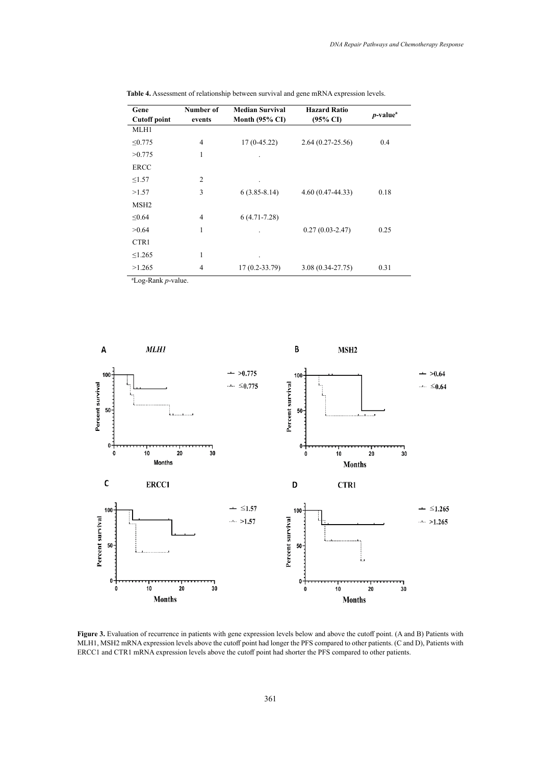**Table 4.** Assessment of relationship between survival and gene mRNA expression levels.

| Gene Cutoff point | Number of events | Median Survival Month (95% CI) | Hazard Ratio (95% CI) | $p$-value[a] |
|---|---|---|---|---|
| MLH1 | | | | |
| ≤0.775 | 4 | 17 (0-45.22) | 2.64 (0.27-25.56) | 0.4 |
| >0.775 | 1 | . | | |
| ERCC | | | | |
| ≤1.57 | 2 | . | | |
| >1.57 | 3 | 6 (3.85-8.14) | 4.60 (0.47-44.33) | 0.18 |
| MSH2 | | | | |
| ≤0.64 | 4 | 6 (4.71-7.28) | | |
| >0.64 | 1 | . | 0.27 (0.03-2.47) | 0.25 |
| CTR1 | | | | |
| ≤1.265 | 1 | . | | |
| >1.265 | 4 | 17 (0.2-33.79) | 3.08 (0.34-27.75) | 0.31 |

[a]Log-Rank $p$-value.

**Figure 3.** Evaluation of recurrence in patients with gene expression levels below and above the cutoff point. (A and B) Patients with MLH1, MSH2 mRNA expression levels above the cutoff point had longer the PFS compared to other patients. (C and D), Patients with ERCC1 and CTR1 mRNA expression levels above the cutoff point had shorter the PFS compared to other patients.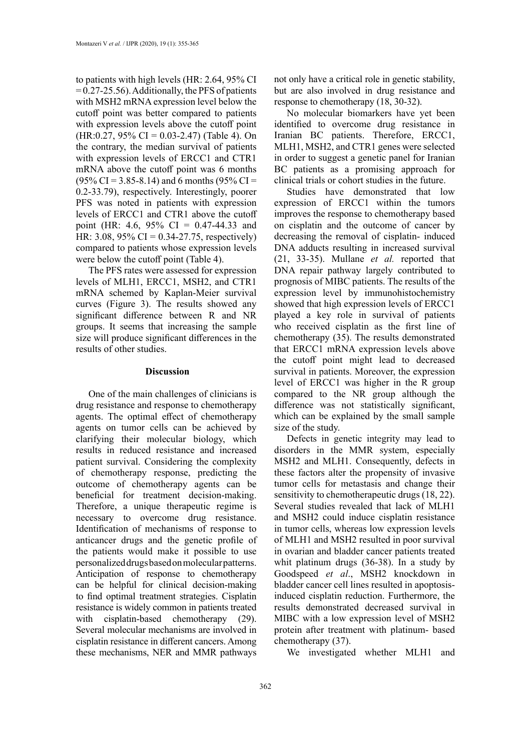to patients with high levels (HR: 2.64, 95% CI = 0.27-25.56). Additionally, the PFS of patients with MSH2 mRNA expression level below the cutoff point was better compared to patients with expression levels above the cutoff point (HR:0.27, 95% CI = 0.03-2.47) (Table 4). On the contrary, the median survival of patients with expression levels of ERCC1 and CTR1 mRNA above the cutoff point was 6 months (95% CI = 3.85-8.14) and 6 months (95% CI = 0.2-33.79), respectively. Interestingly, poorer PFS was noted in patients with expression levels of ERCC1 and CTR1 above the cutoff point (HR: 4.6, 95% CI = 0.47-44.33 and HR: 3.08, 95% CI = 0.34-27.75, respectively) compared to patients whose expression levels were below the cutoff point (Table 4).

The PFS rates were assessed for expression levels of MLH1, ERCC1, MSH2, and CTR1 mRNA schemed by Kaplan-Meier survival curves (Figure 3). The results showed any significant difference between R and NR groups. It seems that increasing the sample size will produce significant differences in the results of other studies.

## Discussion

One of the main challenges of clinicians is drug resistance and response to chemotherapy agents. The optimal effect of chemotherapy agents on tumor cells can be achieved by clarifying their molecular biology, which results in reduced resistance and increased patient survival. Considering the complexity of chemotherapy response, predicting the outcome of chemotherapy agents can be beneficial for treatment decision-making. Therefore, a unique therapeutic regime is necessary to overcome drug resistance. Identification of mechanisms of response to anticancer drugs and the genetic profile of the patients would make it possible to use personalized drugs based on molecular patterns. Anticipation of response to chemotherapy can be helpful for clinical decision-making to find optimal treatment strategies. Cisplatin resistance is widely common in patients treated with cisplatin-based chemotherapy (29). Several molecular mechanisms are involved in cisplatin resistance in different cancers. Among these mechanisms, NER and MMR pathways not only have a critical role in genetic stability, but are also involved in drug resistance and response to chemotherapy (18, 30-32).

No molecular biomarkers have yet been identified to overcome drug resistance in Iranian BC patients. Therefore, ERCC1, MLH1, MSH2, and CTR1 genes were selected in order to suggest a genetic panel for Iranian BC patients as a promising approach for clinical trials or cohort studies in the future.

Studies have demonstrated that low expression of ERCC1 within the tumors improves the response to chemotherapy based on cisplatin and the outcome of cancer by decreasing the removal of cisplatin- induced DNA adducts resulting in increased survival (21, 33-35). Mullane *et al.* reported that DNA repair pathway largely contributed to prognosis of MIBC patients. The results of the expression level by immunohistochemistry showed that high expression levels of ERCC1 played a key role in survival of patients who received cisplatin as the first line of chemotherapy (35). The results demonstrated that ERCC1 mRNA expression levels above the cutoff point might lead to decreased survival in patients. Moreover, the expression level of ERCC1 was higher in the R group compared to the NR group although the difference was not statistically significant, which can be explained by the small sample size of the study.

Defects in genetic integrity may lead to disorders in the MMR system, especially MSH2 and MLH1. Consequently, defects in these factors alter the propensity of invasive tumor cells for metastasis and change their sensitivity to chemotherapeutic drugs (18, 22). Several studies revealed that lack of MLH1 and MSH2 could induce cisplatin resistance in tumor cells, whereas low expression levels of MLH1 and MSH2 resulted in poor survival in ovarian and bladder cancer patients treated whit platinum drugs (36-38). In a study by Goodspeed *et al*., MSH2 knockdown in bladder cancer cell lines resulted in apoptosis-induced cisplatin reduction. Furthermore, the results demonstrated decreased survival in MIBC with a low expression level of MSH2 protein after treatment with platinum- based chemotherapy (37).

We investigated whether MLH1 and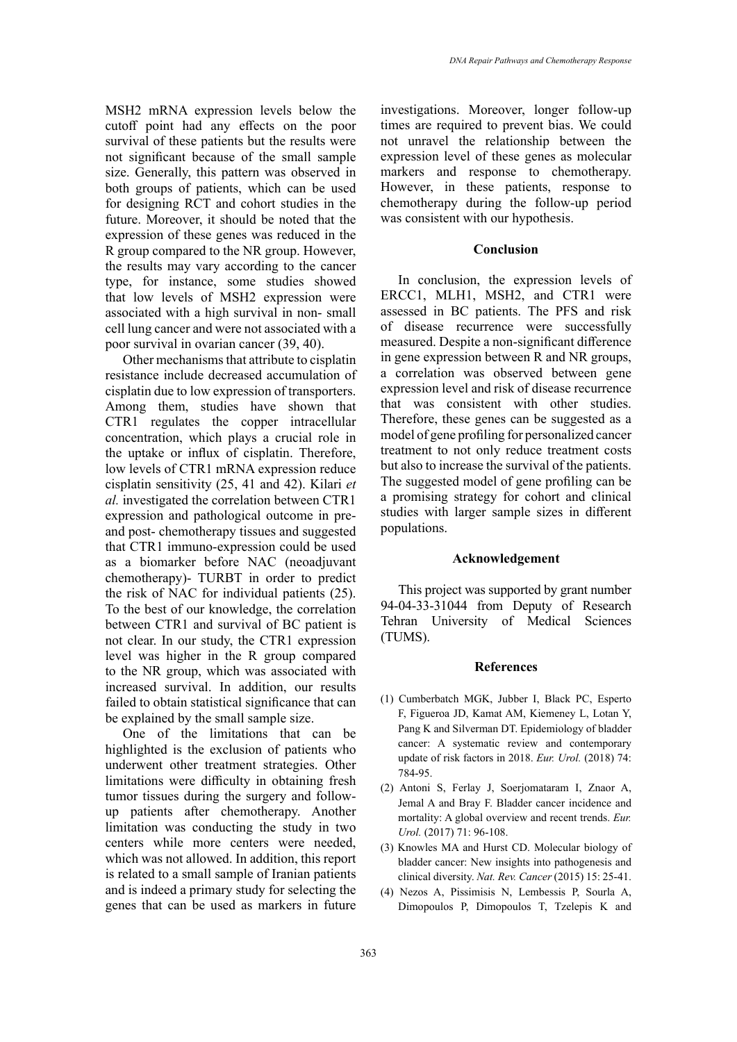MSH2 mRNA expression levels below the cutoff point had any effects on the poor survival of these patients but the results were not significant because of the small sample size. Generally, this pattern was observed in both groups of patients, which can be used for designing RCT and cohort studies in the future. Moreover, it should be noted that the expression of these genes was reduced in the R group compared to the NR group. However, the results may vary according to the cancer type, for instance, some studies showed that low levels of MSH2 expression were associated with a high survival in non- small cell lung cancer and were not associated with a poor survival in ovarian cancer (39, 40).

Other mechanisms that attribute to cisplatin resistance include decreased accumulation of cisplatin due to low expression of transporters. Among them, studies have shown that CTR1 regulates the copper intracellular concentration, which plays a crucial role in the uptake or influx of cisplatin. Therefore, low levels of CTR1 mRNA expression reduce cisplatin sensitivity (25, 41 and 42). Kilari *et al.* investigated the correlation between CTR1 expression and pathological outcome in pre- and post- chemotherapy tissues and suggested that CTR1 immuno-expression could be used as a biomarker before NAC (neoadjuvant chemotherapy)- TURBT in order to predict the risk of NAC for individual patients (25). To the best of our knowledge, the correlation between CTR1 and survival of BC patient is not clear. In our study, the CTR1 expression level was higher in the R group compared to the NR group, which was associated with increased survival. In addition, our results failed to obtain statistical significance that can be explained by the small sample size.

One of the limitations that can be highlighted is the exclusion of patients who underwent other treatment strategies. Other limitations were difficulty in obtaining fresh tumor tissues during the surgery and follow-up patients after chemotherapy. Another limitation was conducting the study in two centers while more centers were needed, which was not allowed. In addition, this report is related to a small sample of Iranian patients and is indeed a primary study for selecting the genes that can be used as markers in future investigations. Moreover, longer follow-up times are required to prevent bias. We could not unravel the relationship between the expression level of these genes as molecular markers and response to chemotherapy. However, in these patients, response to chemotherapy during the follow-up period was consistent with our hypothesis.

## Conclusion

In conclusion, the expression levels of ERCC1, MLH1, MSH2, and CTR1 were assessed in BC patients. The PFS and risk of disease recurrence were successfully measured. Despite a non-significant difference in gene expression between R and NR groups, a correlation was observed between gene expression level and risk of disease recurrence that was consistent with other studies. Therefore, these genes can be suggested as a model of gene profiling for personalized cancer treatment to not only reduce treatment costs but also to increase the survival of the patients. The suggested model of gene profiling can be a promising strategy for cohort and clinical studies with larger sample sizes in different populations.

## Acknowledgement

This project was supported by grant number 94-04-33-31044 from Deputy of Research Tehran University of Medical Sciences (TUMS).

## References

(1) Cumberbatch MGK, Jubber I, Black PC, Esperto F, Figueroa JD, Kamat AM, Kiemeney L, Lotan Y, Pang K and Silverman DT. Epidemiology of bladder cancer: A systematic review and contemporary update of risk factors in 2018. *Eur. Urol.* (2018) 74: 784-95.

(2) Antoni S, Ferlay J, Soerjomataram I, Znaor A, Jemal A and Bray F. Bladder cancer incidence and mortality: A global overview and recent trends. *Eur. Urol.* (2017) 71: 96-108.

(3) Knowles MA and Hurst CD. Molecular biology of bladder cancer: New insights into pathogenesis and clinical diversity. *Nat. Rev. Cancer* (2015) 15: 25-41.

(4) Nezos A, Pissimisis N, Lembessis P, Sourla A, Dimopoulos P, Dimopoulos T, Tzelepis K and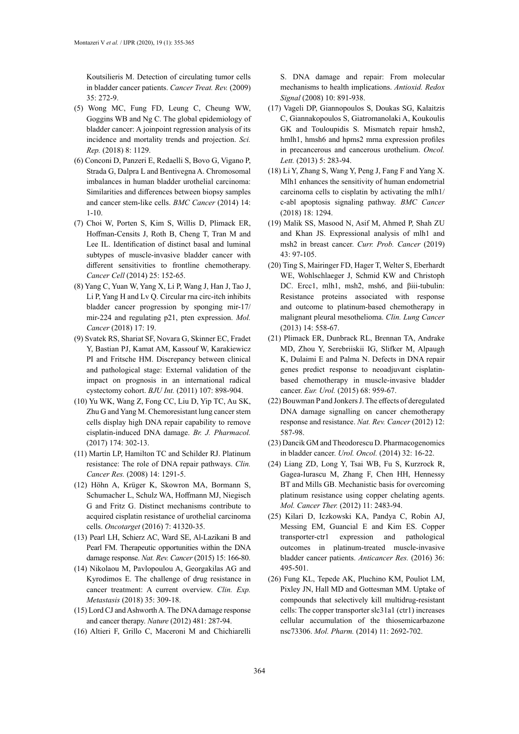Koutsilieris M. Detection of circulating tumor cells in bladder cancer patients. *Cancer Treat. Rev.* (2009) 35: 272-9.

(5) Wong MC, Fung FD, Leung C, Cheung WW, Goggins WB and Ng C. The global epidemiology of bladder cancer: A joinpoint regression analysis of its incidence and mortality trends and projection. *Sci. Rep.* (2018) 8: 1129.

(6) Conconi D, Panzeri E, Redaelli S, Bovo G, Vigano P, Strada G, Dalpra L and Bentivegna A. Chromosomal imbalances in human bladder urothelial carcinoma: Similarities and differences between biopsy samples and cancer stem-like cells. *BMC Cancer* (2014) 14: 1-10.

(7) Choi W, Porten S, Kim S, Willis D, Plimack ER, Hoffman-Censits J, Roth B, Cheng T, Tran M and Lee IL. Identification of distinct basal and luminal subtypes of muscle-invasive bladder cancer with different sensitivities to frontline chemotherapy. *Cancer Cell* (2014) 25: 152-65.

(8) Yang C, Yuan W, Yang X, Li P, Wang J, Han J, Tao J, Li P, Yang H and Lv Q. Circular rna circ-itch inhibits bladder cancer progression by sponging mir-17/ mir-224 and regulating p21, pten expression. *Mol. Cancer* (2018) 17: 19.

(9) Svatek RS, Shariat SF, Novara G, Skinner EC, Fradet Y, Bastian PJ, Kamat AM, Kassouf W, Karakiewicz PI and Fritsche HM. Discrepancy between clinical and pathological stage: External validation of the impact on prognosis in an international radical cystectomy cohort. *BJU Int.* (2011) 107: 898-904.

(10) Yu WK, Wang Z, Fong CC, Liu D, Yip TC, Au SK, Zhu G and Yang M. Chemoresistant lung cancer stem cells display high DNA repair capability to remove cisplatin-induced DNA damage. *Br. J. Pharmacol.* (2017) 174: 302-13.

(11) Martin LP, Hamilton TC and Schilder RJ. Platinum resistance: The role of DNA repair pathways. *Clin. Cancer Res.* (2008) 14: 1291-5.

(12) Höhn A, Krüger K, Skowron MA, Bormann S, Schumacher L, Schulz WA, Hoffmann MJ, Niegisch G and Fritz G. Distinct mechanisms contribute to acquired cisplatin resistance of urothelial carcinoma cells. *Oncotarget* (2016) 7: 41320-35.

(13) Pearl LH, Schierz AC, Ward SE, Al-Lazikani B and Pearl FM. Therapeutic opportunities within the DNA damage response. *Nat. Rev. Cancer* (2015) 15: 166-80.

(14) Nikolaou M, Pavlopoulou A, Georgakilas AG and Kyrodimos E. The challenge of drug resistance in cancer treatment: A current overview. *Clin. Exp. Metastasis* (2018) 35: 309-18.

(15) Lord CJ and Ashworth A. The DNA damage response and cancer therapy. *Nature* (2012) 481: 287-94.

(16) Altieri F, Grillo C, Maceroni M and Chichiarelli S. DNA damage and repair: From molecular mechanisms to health implications. *Antioxid. Redox Signal* (2008) 10: 891-938.

(17) Vageli DP, Giannopoulos S, Doukas SG, Kalaitzis C, Giannakopoulos S, Giatromanolaki A, Koukoulis GK and Touloupidis S. Mismatch repair hmsh2, hmlh1, hmsh6 and hpms2 mrna expression profiles in precancerous and cancerous urothelium. *Oncol. Lett.* (2013) 5: 283-94.

(18) Li Y, Zhang S, Wang Y, Peng J, Fang F and Yang X. Mlh1 enhances the sensitivity of human endometrial carcinoma cells to cisplatin by activating the mlh1/ c-abl apoptosis signaling pathway. *BMC Cancer* (2018) 18: 1294.

(19) Malik SS, Masood N, Asif M, Ahmed P, Shah ZU and Khan JS. Expressional analysis of mlh1 and msh2 in breast cancer. *Curr. Prob. Cancer* (2019) 43: 97-105.

(20) Ting S, Mairinger FD, Hager T, Welter S, Eberhardt WE, Wohlschlaeger J, Schmid KW and Christoph DC. Ercc1, mlh1, msh2, msh6, and βiii-tubulin: Resistance proteins associated with response and outcome to platinum-based chemotherapy in malignant pleural mesothelioma. *Clin. Lung Cancer* (2013) 14: 558-67.

(21) Plimack ER, Dunbrack RL, Brennan TA, Andrake MD, Zhou Y, Serebriiskii IG, Slifker M, Alpaugh K, Dulaimi E and Palma N. Defects in DNA repair genes predict response to neoadjuvant cisplatin-based chemotherapy in muscle-invasive bladder cancer. *Eur. Urol.* (2015) 68: 959-67.

(22) Bouwman P and Jonkers J. The effects of deregulated DNA damage signalling on cancer chemotherapy response and resistance. *Nat. Rev. Cancer* (2012) 12: 587-98.

(23) Dancik GM and Theodorescu D. Pharmacogenomics in bladder cancer. *Urol. Oncol.* (2014) 32: 16-22.

(24) Liang ZD, Long Y, Tsai WB, Fu S, Kurzrock R, Gagea-Iurascu M, Zhang F, Chen HH, Hennessy BT and Mills GB. Mechanistic basis for overcoming platinum resistance using copper chelating agents. *Mol. Cancer Ther.* (2012) 11: 2483-94.

(25) Kilari D, Iczkowski KA, Pandya C, Robin AJ, Messing EM, Guancial E and Kim ES. Copper transporter-ctr1 expression and pathological outcomes in platinum-treated muscle-invasive bladder cancer patients. *Anticancer Res.* (2016) 36: 495-501.

(26) Fung KL, Tepede AK, Pluchino KM, Pouliot LM, Pixley JN, Hall MD and Gottesman MM. Uptake of compounds that selectively kill multidrug-resistant cells: The copper transporter slc31a1 (ctr1) increases cellular accumulation of the thiosemicarbazone nsc73306. *Mol. Pharm.* (2014) 11: 2692-702.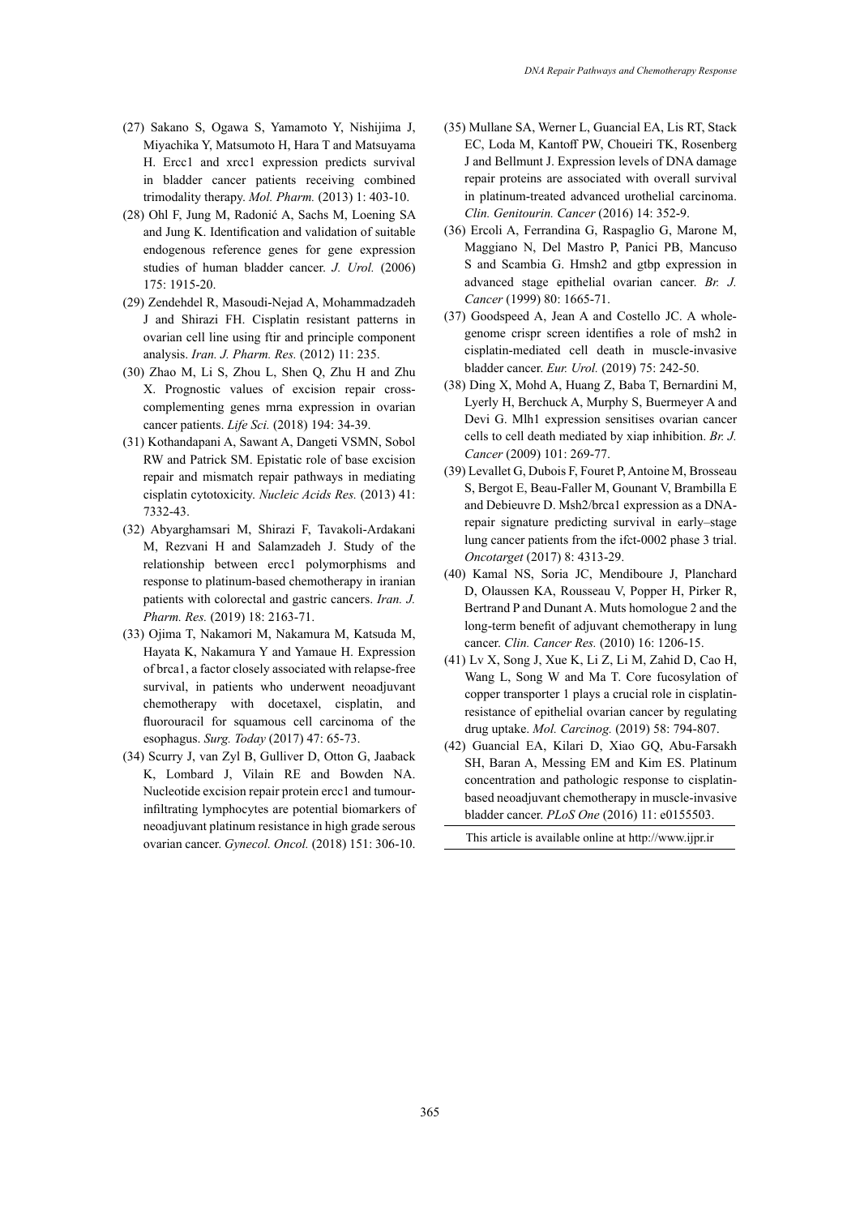(27) Sakano S, Ogawa S, Yamamoto Y, Nishijima J, Miyachika Y, Matsumoto H, Hara T and Matsuyama H. Ercc1 and xrcc1 expression predicts survival in bladder cancer patients receiving combined trimodality therapy. *Mol. Pharm.* (2013) 1: 403-10.

(28) Ohl F, Jung M, Radonić A, Sachs M, Loening SA and Jung K. Identification and validation of suitable endogenous reference genes for gene expression studies of human bladder cancer. *J. Urol.* (2006) 175: 1915-20.

(29) Zendehdel R, Masoudi-Nejad A, Mohammadzadeh J and Shirazi FH. Cisplatin resistant patterns in ovarian cell line using ftir and principle component analysis. *Iran. J. Pharm. Res.* (2012) 11: 235.

(30) Zhao M, Li S, Zhou L, Shen Q, Zhu H and Zhu X. Prognostic values of excision repair cross-complementing genes mrna expression in ovarian cancer patients. *Life Sci.* (2018) 194: 34-39.

(31) Kothandapani A, Sawant A, Dangeti VSMN, Sobol RW and Patrick SM. Epistatic role of base excision repair and mismatch repair pathways in mediating cisplatin cytotoxicity. *Nucleic Acids Res.* (2013) 41: 7332-43.

(32) Abyarghamsari M, Shirazi F, Tavakoli-Ardakani M, Rezvani H and Salamzadeh J. Study of the relationship between ercc1 polymorphisms and response to platinum-based chemotherapy in iranian patients with colorectal and gastric cancers. *Iran. J. Pharm. Res.* (2019) 18: 2163-71.

(33) Ojima T, Nakamori M, Nakamura M, Katsuda M, Hayata K, Nakamura Y and Yamaue H. Expression of brca1, a factor closely associated with relapse-free survival, in patients who underwent neoadjuvant chemotherapy with docetaxel, cisplatin, and fluorouracil for squamous cell carcinoma of the esophagus. *Surg. Today* (2017) 47: 65-73.

(34) Scurry J, van Zyl B, Gulliver D, Otton G, Jaaback K, Lombard J, Vilain RE and Bowden NA. Nucleotide excision repair protein ercc1 and tumour-infiltrating lymphocytes are potential biomarkers of neoadjuvant platinum resistance in high grade serous ovarian cancer. *Gynecol. Oncol.* (2018) 151: 306-10.

(35) Mullane SA, Werner L, Guancial EA, Lis RT, Stack EC, Loda M, Kantoff PW, Choueiri TK, Rosenberg J and Bellmunt J. Expression levels of DNA damage repair proteins are associated with overall survival in platinum-treated advanced urothelial carcinoma. *Clin. Genitourin. Cancer* (2016) 14: 352-9.

(36) Ercoli A, Ferrandina G, Raspaglio G, Marone M, Maggiano N, Del Mastro P, Panici PB, Mancuso S and Scambia G. Hmsh2 and gtbp expression in advanced stage epithelial ovarian cancer. *Br. J. Cancer* (1999) 80: 1665-71.

(37) Goodspeed A, Jean A and Costello JC. A whole-genome crispr screen identifies a role of msh2 in cisplatin-mediated cell death in muscle-invasive bladder cancer. *Eur. Urol.* (2019) 75: 242-50.

(38) Ding X, Mohd A, Huang Z, Baba T, Bernardini M, Lyerly H, Berchuck A, Murphy S, Buermeyer A and Devi G. Mlh1 expression sensitises ovarian cancer cells to cell death mediated by xiap inhibition. *Br. J. Cancer* (2009) 101: 269-77.

(39) Levallet G, Dubois F, Fouret P, Antoine M, Brosseau S, Bergot E, Beau-Faller M, Gounant V, Brambilla E and Debieuvre D. Msh2/brca1 expression as a DNA-repair signature predicting survival in early–stage lung cancer patients from the ifct-0002 phase 3 trial. *Oncotarget* (2017) 8: 4313-29.

(40) Kamal NS, Soria JC, Mendiboure J, Planchard D, Olaussen KA, Rousseau V, Popper H, Pirker R, Bertrand P and Dunant A. Muts homologue 2 and the long-term benefit of adjuvant chemotherapy in lung cancer. *Clin. Cancer Res.* (2010) 16: 1206-15.

(41) Lv X, Song J, Xue K, Li Z, Li M, Zahid D, Cao H, Wang L, Song W and Ma T. Core fucosylation of copper transporter 1 plays a crucial role in cisplatin-resistance of epithelial ovarian cancer by regulating drug uptake. *Mol. Carcinog.* (2019) 58: 794-807.

(42) Guancial EA, Kilari D, Xiao GQ, Abu-Farsakh SH, Baran A, Messing EM and Kim ES. Platinum concentration and pathologic response to cisplatin-based neoadjuvant chemotherapy in muscle-invasive bladder cancer. *PLoS One* (2016) 11: e0155503.

This article is available online at http://www.ijpr.ir